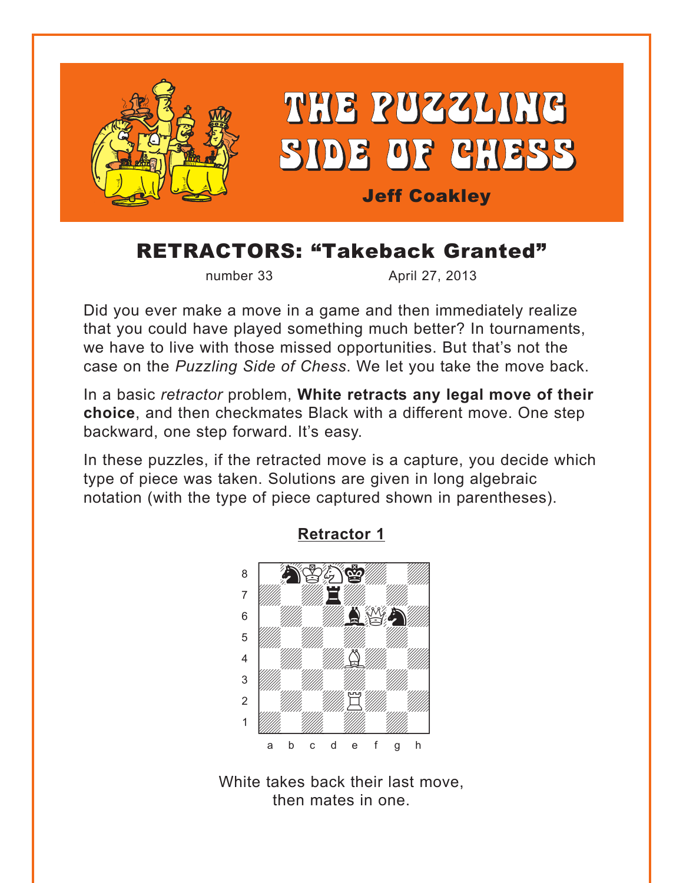# THE PUZZLING SIDE OF CHESS

**Jeff Coakley**

## RETRACTORS: "Takeback Granted"

number 33 April 27, 2013

Did you ever make a move in a game and then immediately realize that you could have played something much better? In tournaments, we have to live with those missed opportunities. But that's not the case on the *Puzzling Side of Chess*. We let you take the move back.

In a basic *retractor* problem, **White retracts any legal move of their choice**, and then checkmates Black with a different move. One step backward, one step forward. It's easy.

In these puzzles, if the retracted move is a capture, you decide which type of piece was taken. Solutions are given in long algebraic notation (with the type of piece captured shown in parentheses).

### Retractor 1

White takes back their last move, then mates in one.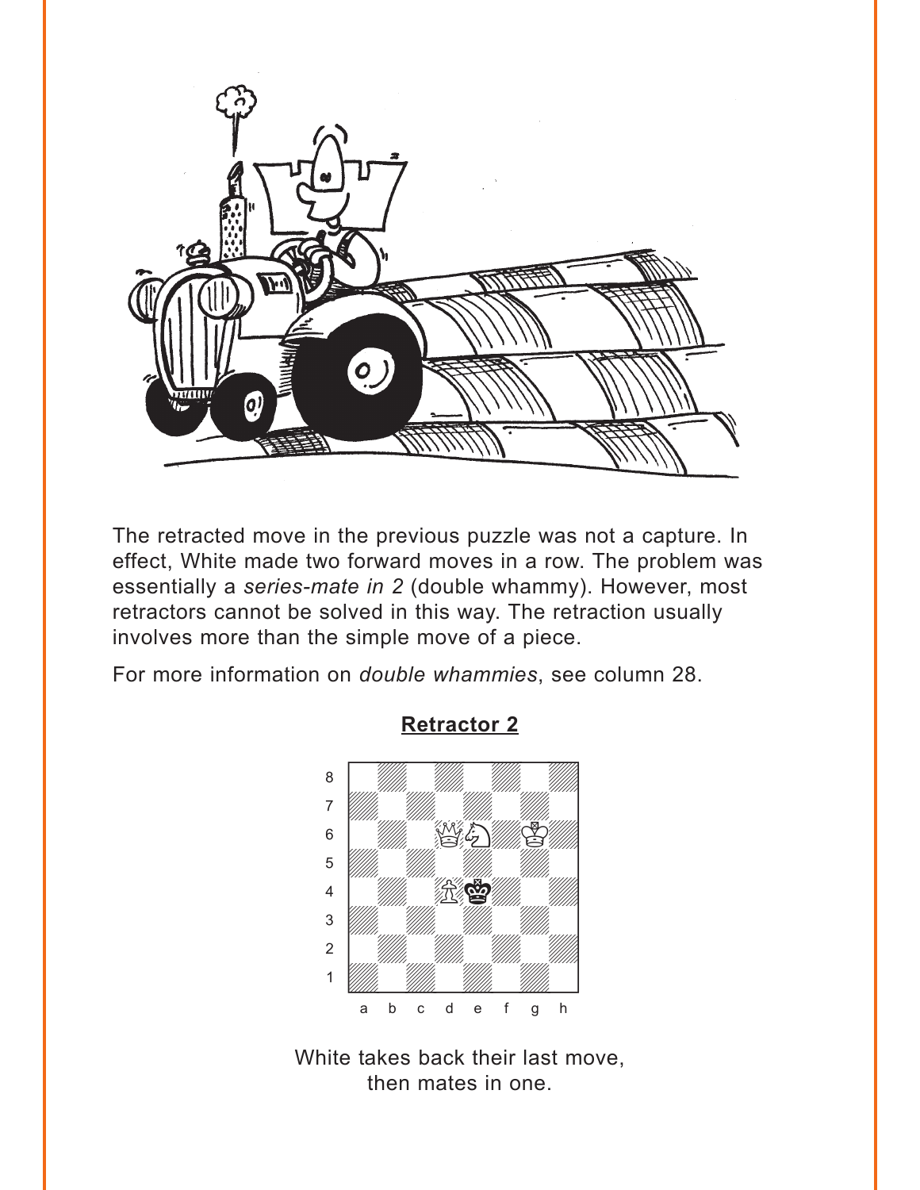The retracted move in the previous puzzle was not a capture. In effect, White made two forward moves in a row. The problem was essentially a *series-mate in 2* (double whammy). However, most retractors cannot be solved in this way. The retraction usually involves more than the simple move of a piece.

For more information on *double whammies*, see column 28.

**Retractor 2**

White takes back their last move, then mates in one.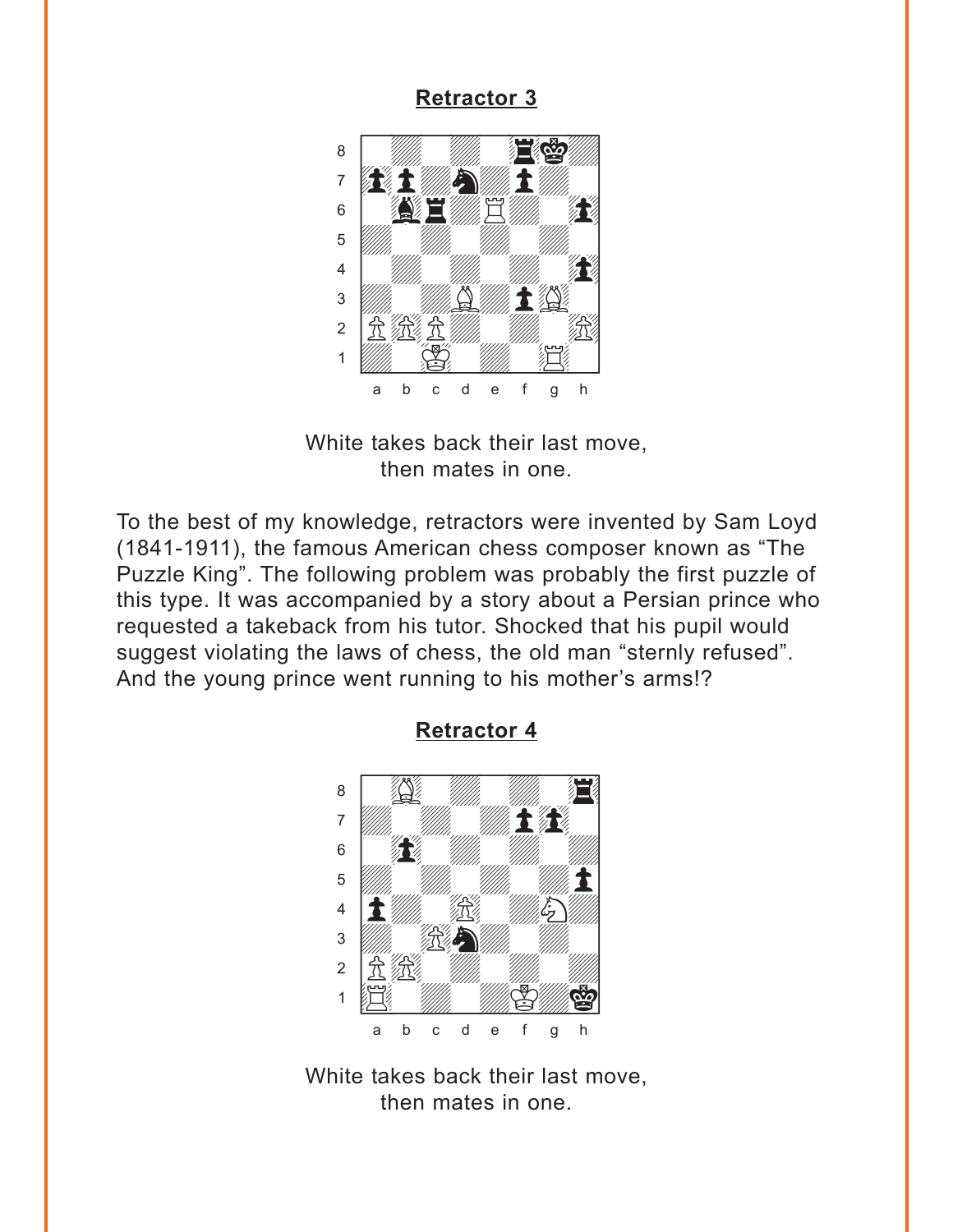**Retractor 3**

White takes back their last move,
then mates in one.

To the best of my knowledge, retractors were invented by Sam Loyd (1841-1911), the famous American chess composer known as “The Puzzle King”. The following problem was probably the first puzzle of this type. It was accompanied by a story about a Persian prince who requested a takeback from his tutor. Shocked that his pupil would suggest violating the laws of chess, the old man “sternly refused”. And the young prince went running to his mother’s arms!?

**Retractor 4**

White takes back their last move,
then mates in one.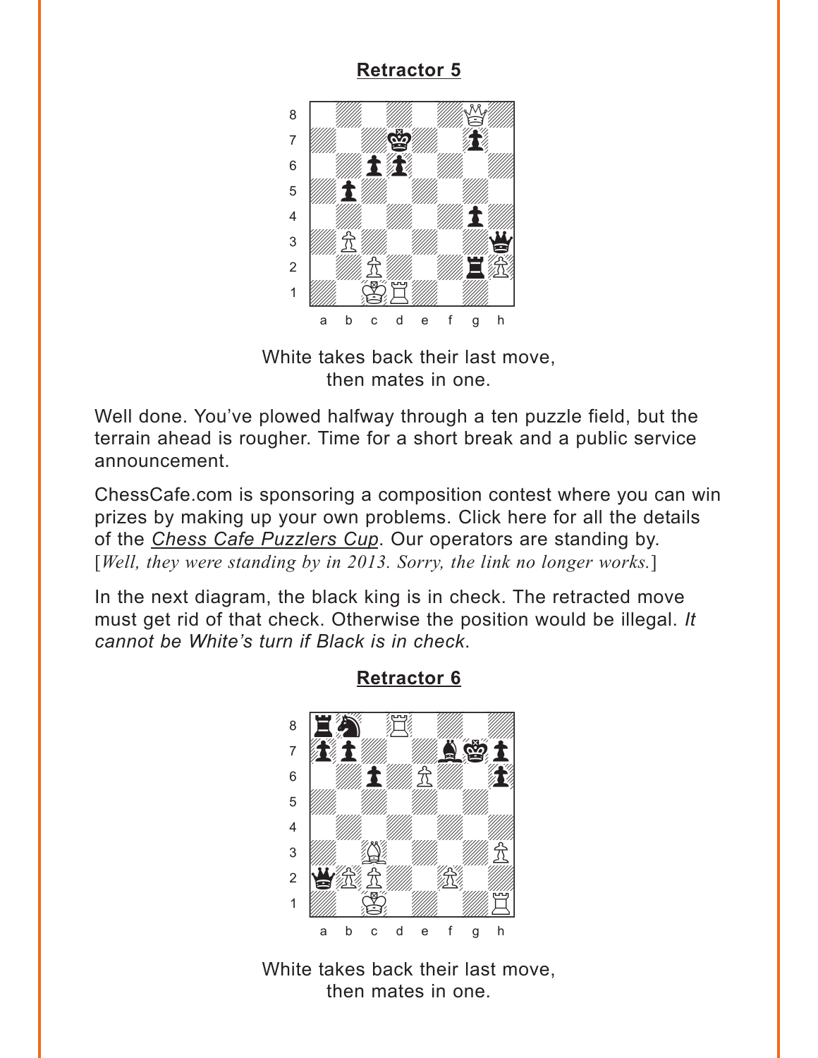**Retractor 5**

White takes back their last move,
then mates in one.

Well done. You've plowed halfway through a ten puzzle field, but the terrain ahead is rougher. Time for a short break and a public service announcement.

ChessCafe.com is sponsoring a composition contest where you can win prizes by making up your own problems. Click here for all the details of the *Chess Cafe Puzzlers Cup*. Our operators are standing by. [*Well, they were standing by in 2013. Sorry, the link no longer works.*]

In the next diagram, the black king is in check. The retracted move must get rid of that check. Otherwise the position would be illegal. *It cannot be White's turn if Black is in check*.

**Retractor 6**

White takes back their last move,
then mates in one.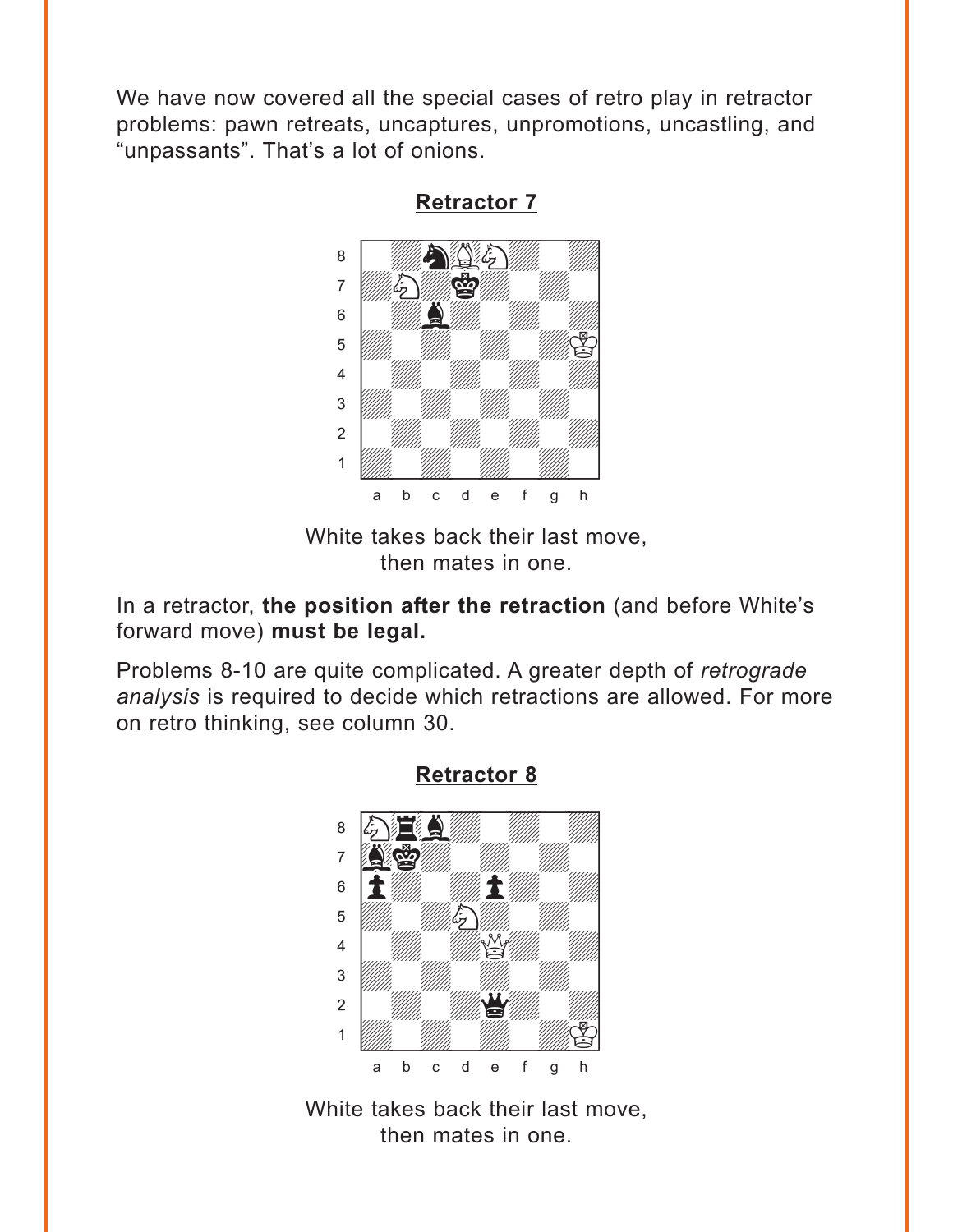We have now covered all the special cases of retro play in retractor problems: pawn retreats, uncaptures, unpromotions, uncastling, and "unpassants". That's a lot of onions.

**Retractor 7**

White takes back their last move,
then mates in one.

In a retractor, **the position after the retraction** (and before White's forward move) **must be legal.**

Problems 8-10 are quite complicated. A greater depth of *retrograde analysis* is required to decide which retractions are allowed. For more on retro thinking, see column 30.

**Retractor 8**

White takes back their last move,
then mates in one.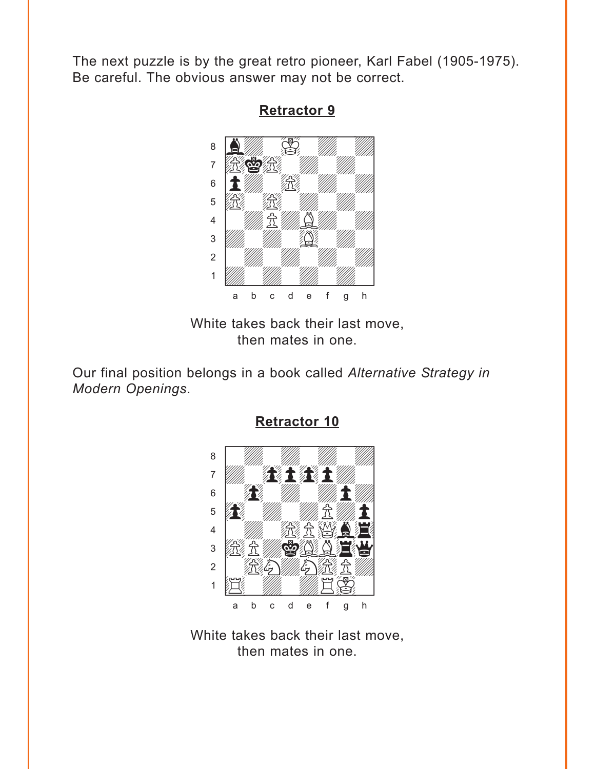The next puzzle is by the great retro pioneer, Karl Fabel (1905-1975). Be careful. The obvious answer may not be correct.

**Retractor 9**

White takes back their last move,
then mates in one.

Our final position belongs in a book called *Alternative Strategy in Modern Openings*.

**Retractor 10**

White takes back their last move,
then mates in one.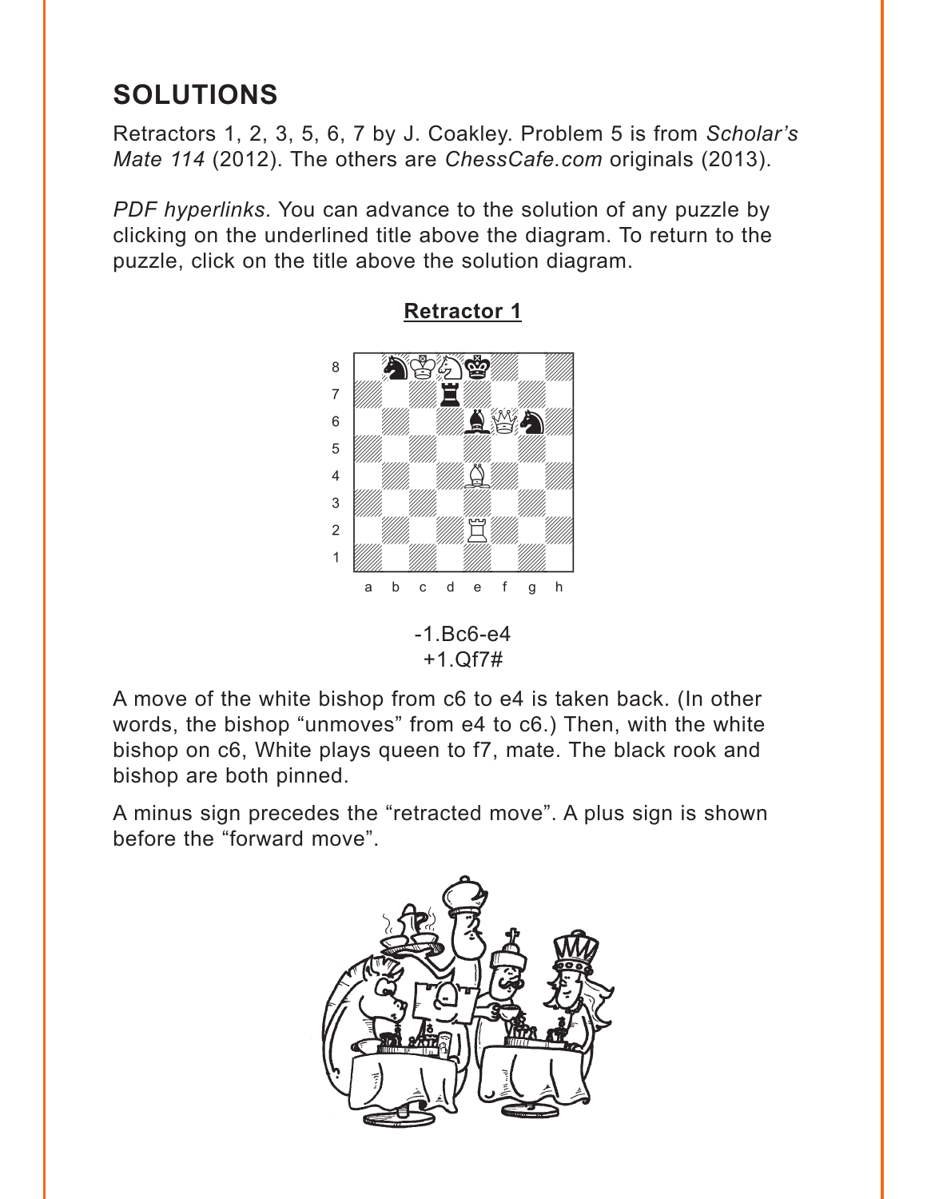# SOLUTIONS

Retractors 1, 2, 3, 5, 6, 7 by J. Coakley. Problem 5 is from *Scholar's Mate 114* (2012). The others are *ChessCafe.com* originals (2013).

*PDF hyperlinks*. You can advance to the solution of any puzzle by clicking on the underlined title above the diagram. To return to the puzzle, click on the title above the solution diagram.

## Retractor 1

-1.Bc6-e4
+1.Qf7#

A move of the white bishop from c6 to e4 is taken back. (In other words, the bishop "unmoves" from e4 to c6.) Then, with the white bishop on c6, White plays queen to f7, mate. The black rook and bishop are both pinned.

A minus sign precedes the "retracted move". A plus sign is shown before the "forward move".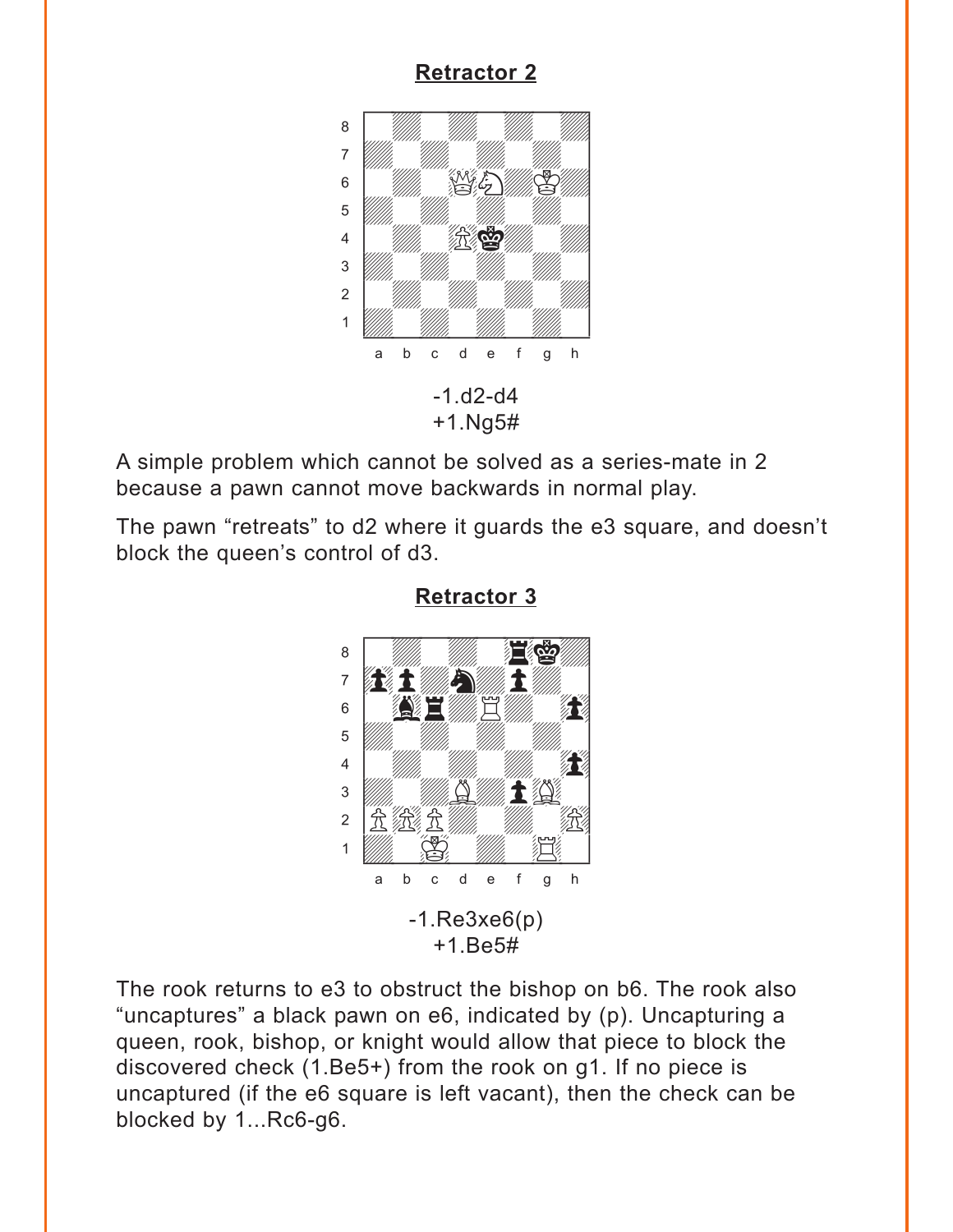## Retractor 2

-1.d2-d4
+1.Ng5#

A simple problem which cannot be solved as a series-mate in 2 because a pawn cannot move backwards in normal play.

The pawn "retreats" to d2 where it guards the e3 square, and doesn't block the queen's control of d3.

## Retractor 3

-1.Re3xe6(p)
+1.Be5#

The rook returns to e3 to obstruct the bishop on b6. The rook also "uncaptures" a black pawn on e6, indicated by (p). Uncapturing a queen, rook, bishop, or knight would allow that piece to block the discovered check (1.Be5+) from the rook on g1. If no piece is uncaptured (if the e6 square is left vacant), then the check can be blocked by 1...Rc6-g6.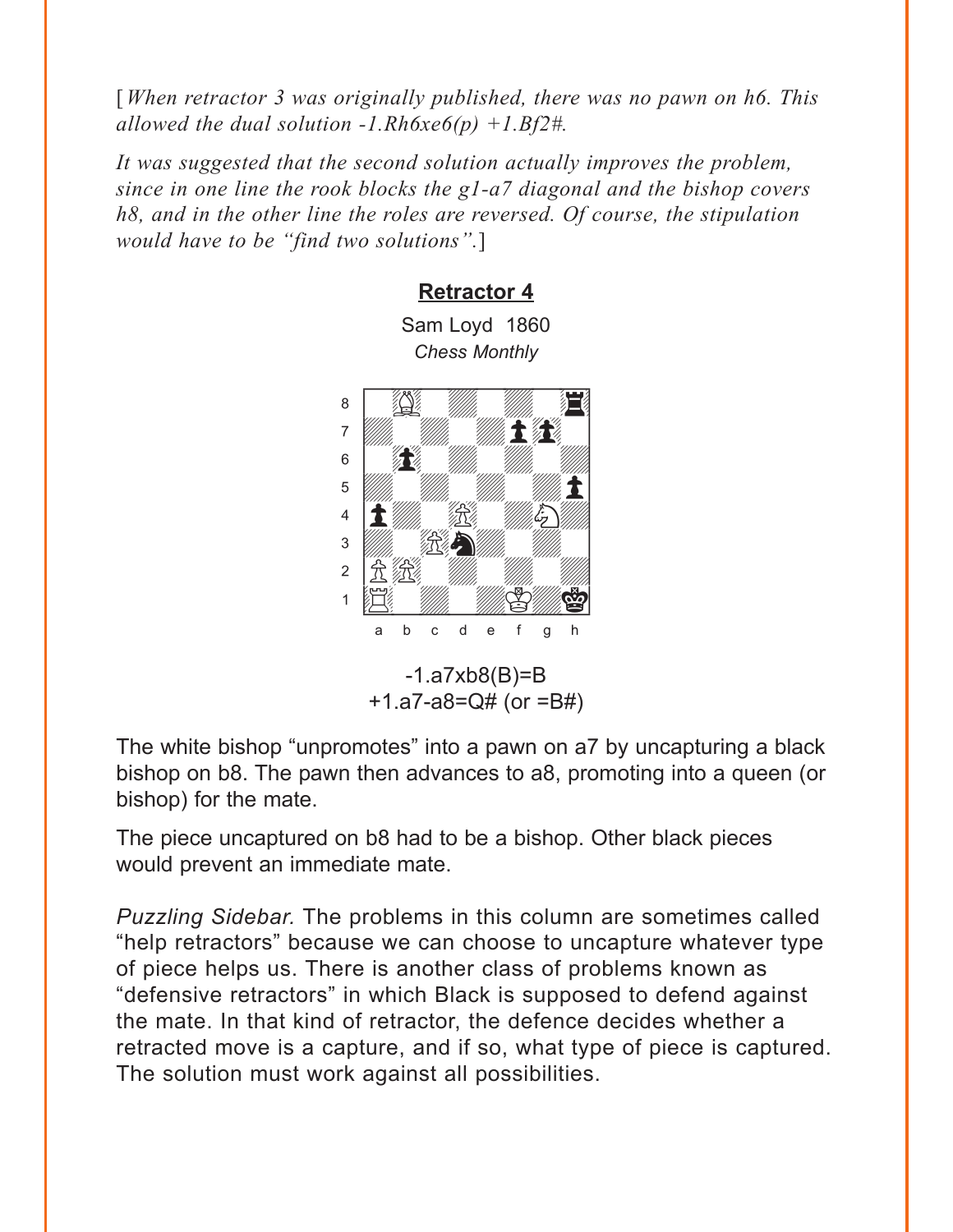[*When retractor 3 was originally published, there was no pawn on h6. This allowed the dual solution -1.Rh6xe6(p) +1.Bf2#.*

*It was suggested that the second solution actually improves the problem, since in one line the rook blocks the g1-a7 diagonal and the bishop covers h8, and in the other line the roles are reversed. Of course, the stipulation would have to be "find two solutions".*]

## Retractor 4

Sam Loyd 1860

*Chess Monthly*

-1.a7xb8(B)=B
+1.a7-a8=Q# (or =B#)

The white bishop "unpromotes" into a pawn on a7 by uncapturing a black bishop on b8. The pawn then advances to a8, promoting into a queen (or bishop) for the mate.

The piece uncaptured on b8 had to be a bishop. Other black pieces would prevent an immediate mate.

*Puzzling Sidebar.* The problems in this column are sometimes called "help retractors" because we can choose to uncapture whatever type of piece helps us. There is another class of problems known as "defensive retractors" in which Black is supposed to defend against the mate. In that kind of retractor, the defence decides whether a retracted move is a capture, and if so, what type of piece is captured. The solution must work against all possibilities.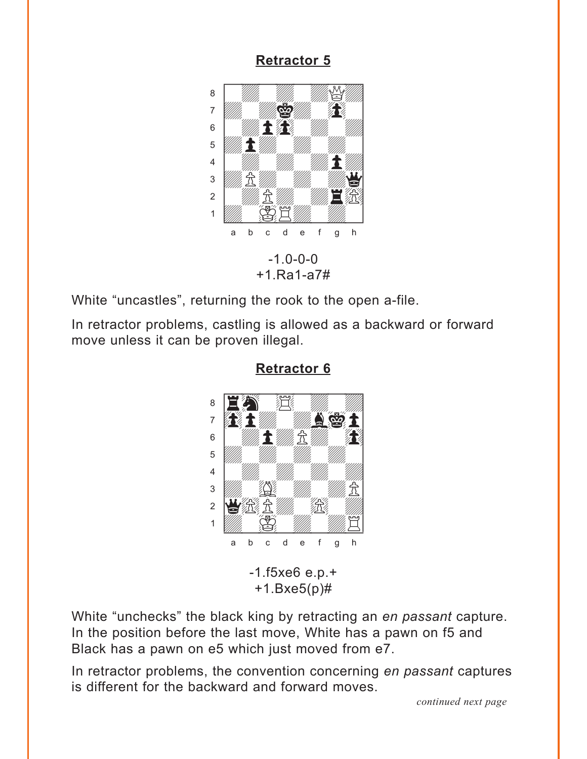## Retractor 5

-1.0-0-0
+1.Ra1-a7#

White "uncastles", returning the rook to the open a-file.

In retractor problems, castling is allowed as a backward or forward move unless it can be proven illegal.

## Retractor 6

-1.f5xe6 e.p.+
+1.Bxe5(p)#

White "unchecks" the black king by retracting an *en passant* capture. In the position before the last move, White has a pawn on f5 and Black has a pawn on e5 which just moved from e7.

In retractor problems, the convention concerning *en passant* captures is different for the backward and forward moves.

*continued next page*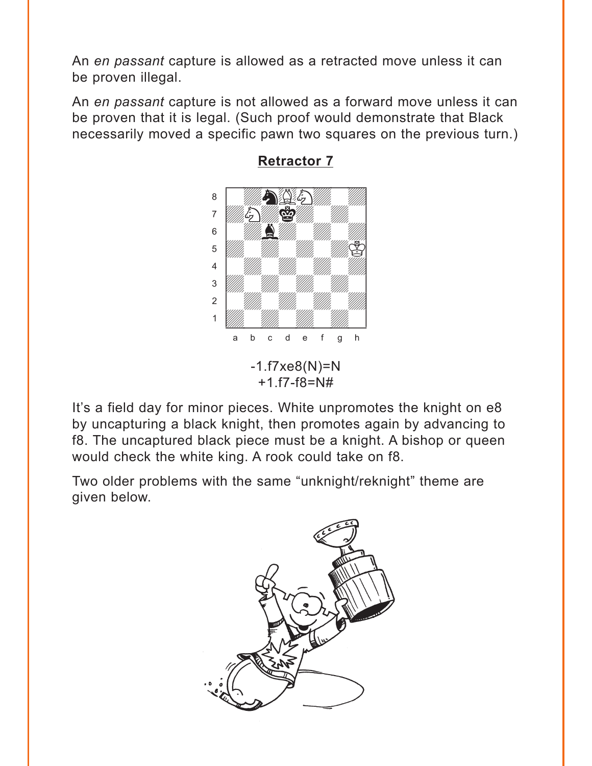An *en passant* capture is allowed as a retracted move unless it can be proven illegal.

An *en passant* capture is not allowed as a forward move unless it can be proven that it is legal. (Such proof would demonstrate that Black necessarily moved a specific pawn two squares on the previous turn.)

## Retractor 7

-1.f7xe8(N)=N
+1.f7-f8=N#

It's a field day for minor pieces. White unpromotes the knight on e8 by uncapturing a black knight, then promotes again by advancing to f8. The uncaptured black piece must be a knight. A bishop or queen would check the white king. A rook could take on f8.

Two older problems with the same "unknight/reknight" theme are given below.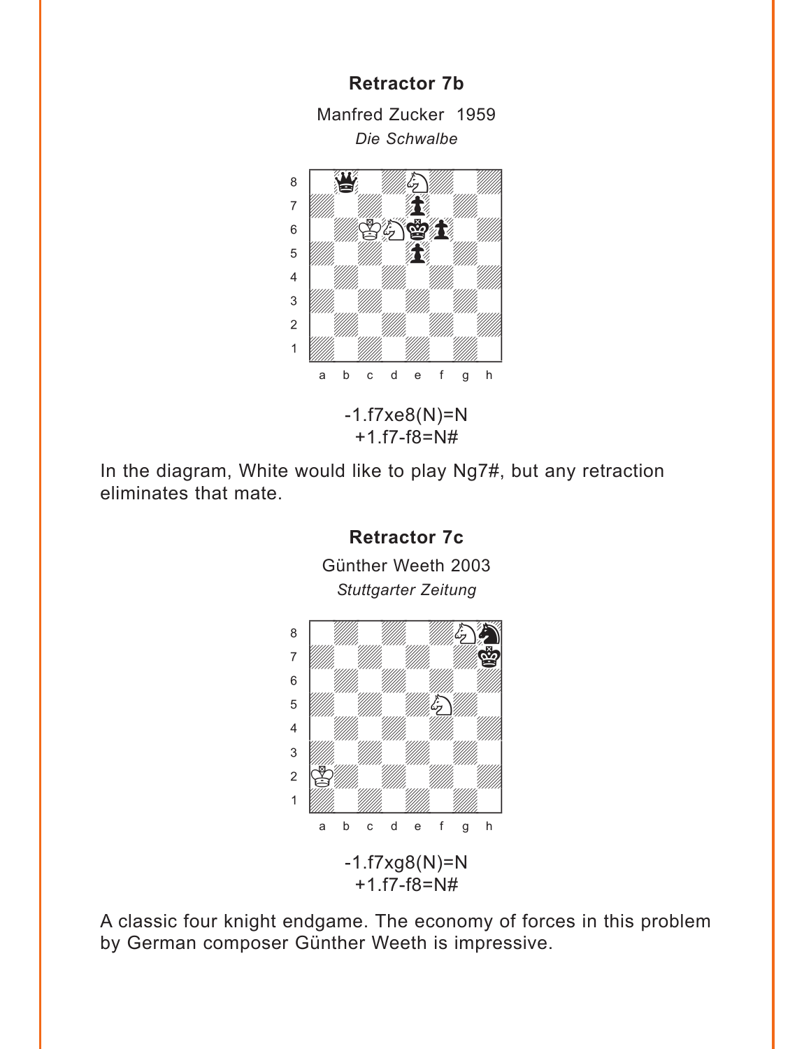**Retractor 7b**

Manfred Zucker 1959

*Die Schwalbe*

-1.f7xe8(N)=N
+1.f7-f8=N#

In the diagram, White would like to play Ng7#, but any retraction eliminates that mate.

**Retractor 7c**

Günther Weeth 2003

*Stuttgarter Zeitung*

-1.f7xg8(N)=N
+1.f7-f8=N#

A classic four knight endgame. The economy of forces in this problem by German composer Günther Weeth is impressive.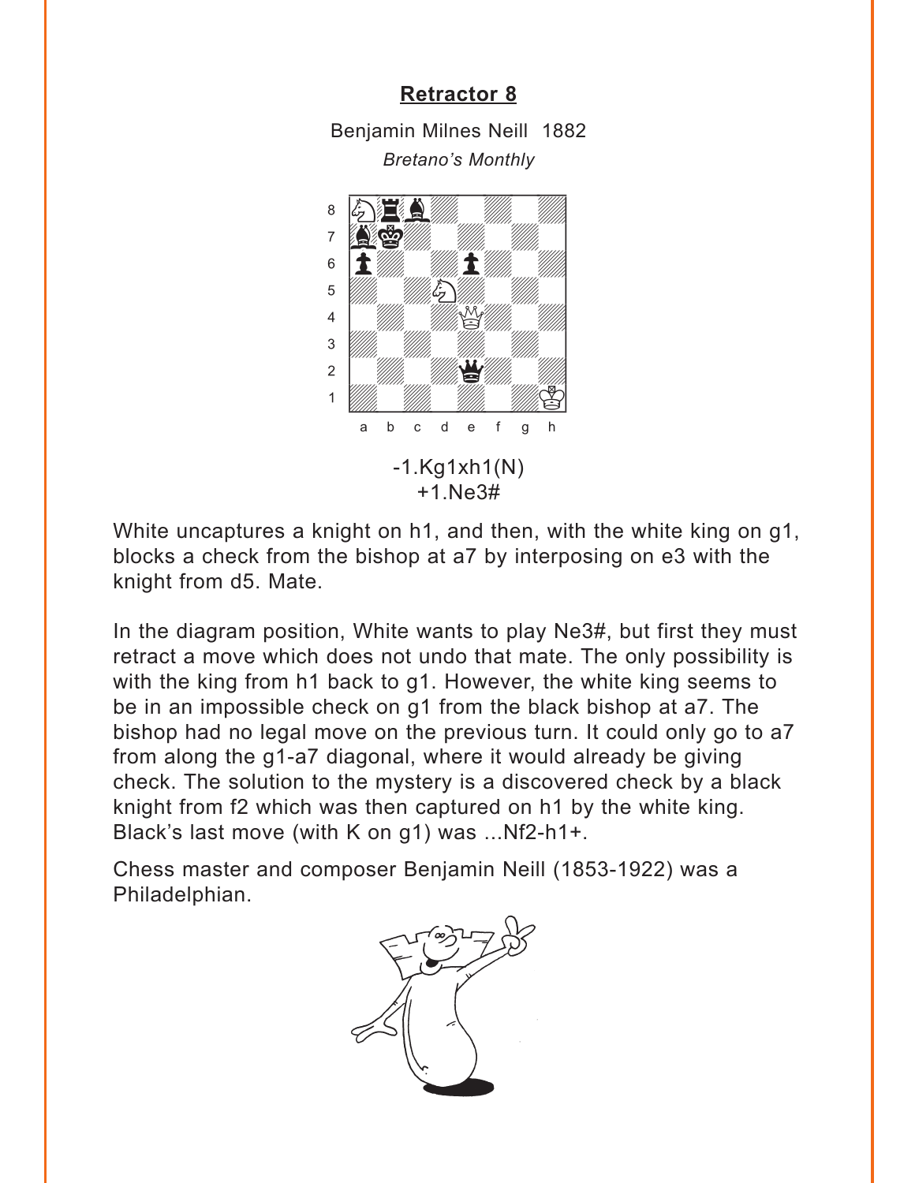## Retractor 8

Benjamin Milnes Neill 1882

*Bretano's Monthly*

-1.Kg1xh1(N)
+1.Ne3#

White uncaptures a knight on h1, and then, with the white king on g1, blocks a check from the bishop at a7 by interposing on e3 with the knight from d5. Mate.

In the diagram position, White wants to play Ne3#, but first they must retract a move which does not undo that mate. The only possibility is with the king from h1 back to g1. However, the white king seems to be in an impossible check on g1 from the black bishop at a7. The bishop had no legal move on the previous turn. It could only go to a7 from along the g1-a7 diagonal, where it would already be giving check. The solution to the mystery is a discovered check by a black knight from f2 which was then captured on h1 by the white king. Black's last move (with K on g1) was ...Nf2-h1+.

Chess master and composer Benjamin Neill (1853-1922) was a Philadelphian.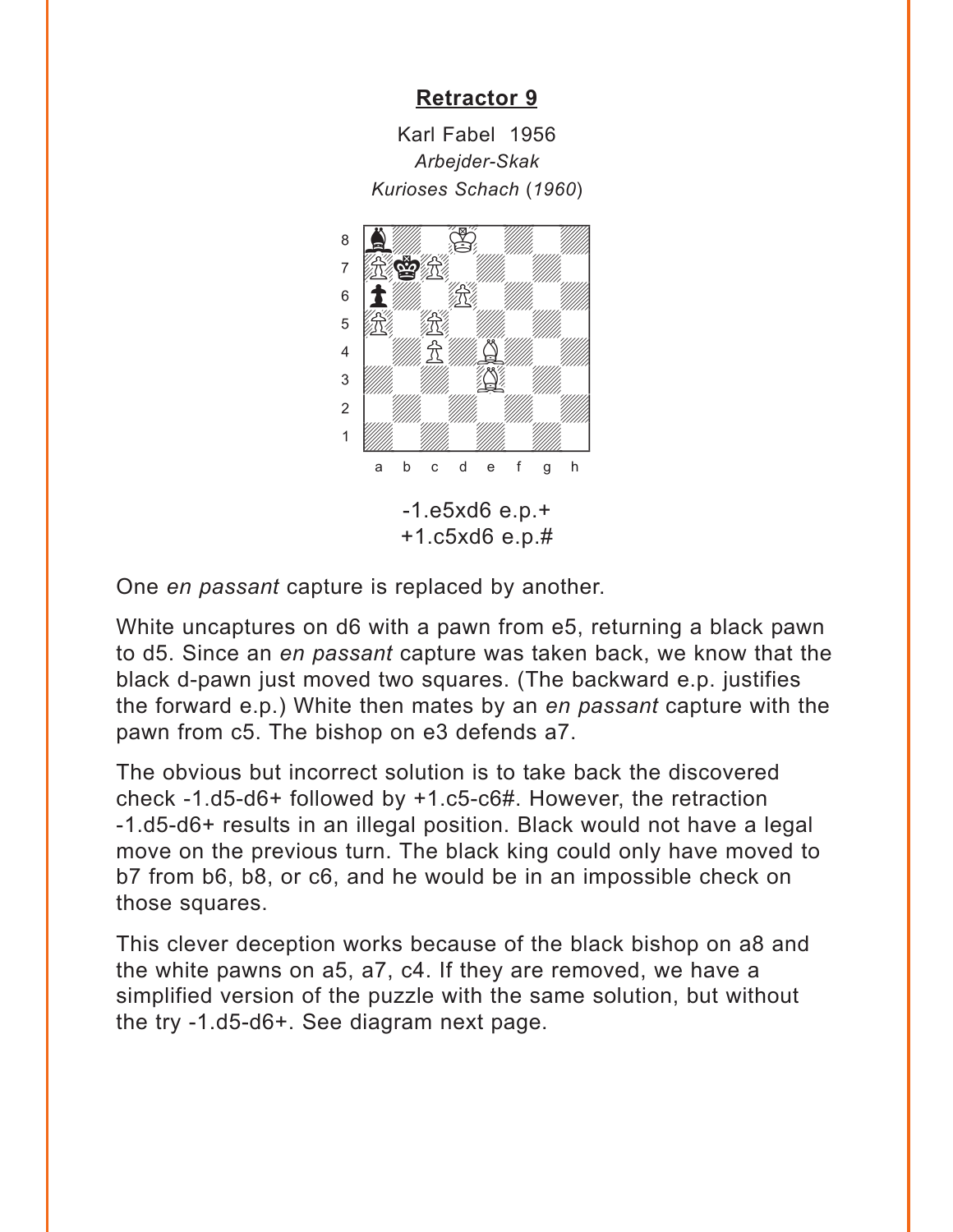## Retractor 9

Karl Fabel 1956
*Arbejder-Skak*
*Kurioses Schach* (*1960*)

-1.e5xd6 e.p.+
+1.c5xd6 e.p.#

One *en passant* capture is replaced by another.

White uncaptures on d6 with a pawn from e5, returning a black pawn to d5. Since an *en passant* capture was taken back, we know that the black d-pawn just moved two squares. (The backward e.p. justifies the forward e.p.) White then mates by an *en passant* capture with the pawn from c5. The bishop on e3 defends a7.

The obvious but incorrect solution is to take back the discovered check -1.d5-d6+ followed by +1.c5-c6#. However, the retraction -1.d5-d6+ results in an illegal position. Black would not have a legal move on the previous turn. The black king could only have moved to b7 from b6, b8, or c6, and he would be in an impossible check on those squares.

This clever deception works because of the black bishop on a8 and the white pawns on a5, a7, c4. If they are removed, we have a simplified version of the puzzle with the same solution, but without the try -1.d5-d6+. See diagram next page.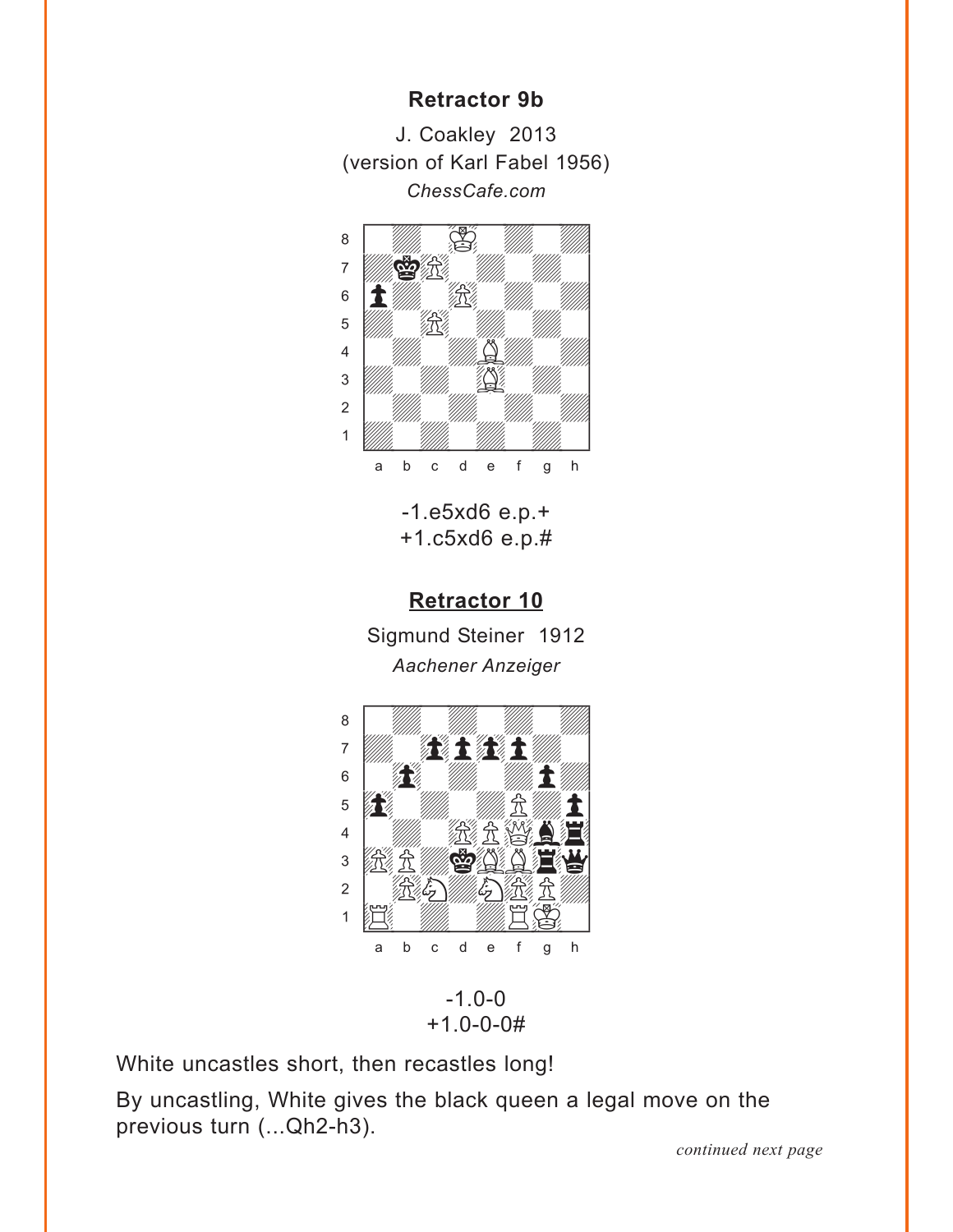### Retractor 9b

J. Coakley 2013
(version of Karl Fabel 1956)
*ChessCafe.com*

-1.e5xd6 e.p.+
+1.c5xd6 e.p.#

### Retractor 10

Sigmund Steiner 1912
*Aachener Anzeiger*

-1.0-0
+1.0-0-0#

White uncastles short, then recastles long!

By uncastling, White gives the black queen a legal move on the previous turn (...Qh2-h3).

*continued next page*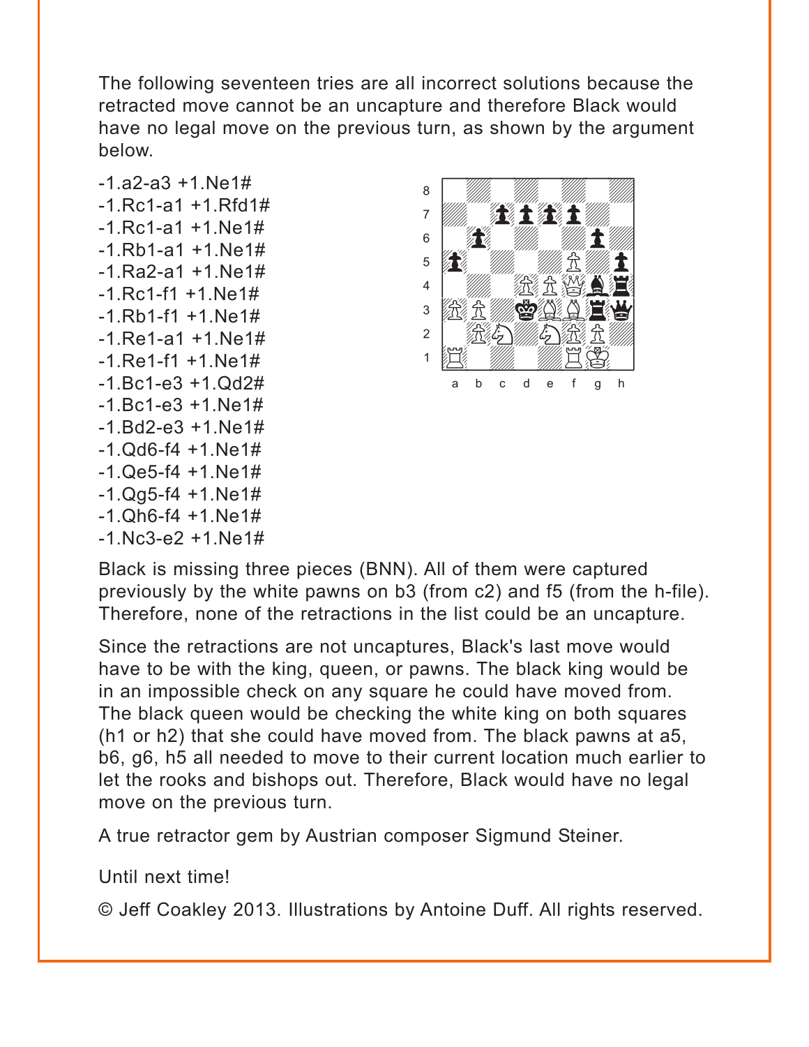The following seventeen tries are all incorrect solutions because the retracted move cannot be an uncapture and therefore Black would have no legal move on the previous turn, as shown by the argument below.

-1.a2-a3 +1.Ne1#
-1.Rc1-a1 +1.Rfd1#
-1.Rc1-a1 +1.Ne1#
-1.Rb1-a1 +1.Ne1#
-1.Ra2-a1 +1.Ne1#
-1.Rc1-f1 +1.Ne1#
-1.Rb1-f1 +1.Ne1#
-1.Re1-a1 +1.Ne1#
-1.Re1-f1 +1.Ne1#
-1.Bc1-e3 +1.Qd2#
-1.Bc1-e3 +1.Ne1#
-1.Bd2-e3 +1.Ne1#
-1.Qd6-f4 +1.Ne1#
-1.Qe5-f4 +1.Ne1#
-1.Qg5-f4 +1.Ne1#
-1.Qh6-f4 +1.Ne1#
-1.Nc3-e2 +1.Ne1#

Black is missing three pieces (BNN). All of them were captured previously by the white pawns on b3 (from c2) and f5 (from the h-file). Therefore, none of the retractions in the list could be an uncapture.

Since the retractions are not uncaptures, Black's last move would have to be with the king, queen, or pawns. The black king would be in an impossible check on any square he could have moved from. The black queen would be checking the white king on both squares (h1 or h2) that she could have moved from. The black pawns at a5, b6, g6, h5 all needed to move to their current location much earlier to let the rooks and bishops out. Therefore, Black would have no legal move on the previous turn.

A true retractor gem by Austrian composer Sigmund Steiner.

Until next time!

© Jeff Coakley 2013. Illustrations by Antoine Duff. All rights reserved.